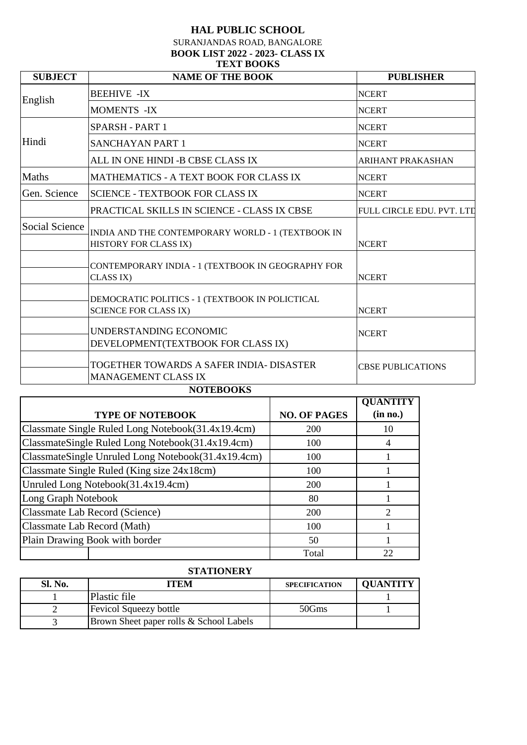# HAL PUBLIC SCHOOL

SURANJANDAS ROAD, BANGALORE

**BOOK LIST 2022 - 2023- CLASS IX**

## TEXT BOOKS

| SUBJECT | NAME OF THE BOOK | PUBLISHER |
|---|---|---|
| English | BEEHIVE -IX | NCERT |
| | MOMENTS -IX | NCERT |
| Hindi | SPARSH - PART 1 | NCERT |
| | SANCHAYAN PART 1 | NCERT |
| | ALL IN ONE HINDI -B CBSE CLASS IX | ARIHANT PRAKASHAN |
| Maths | MATHEMATICS - A TEXT BOOK FOR CLASS IX | NCERT |
| Gen. Science | SCIENCE - TEXTBOOK FOR CLASS IX | NCERT |
| | PRACTICAL SKILLS IN SCIENCE - CLASS IX CBSE | FULL CIRCLE EDU. PVT. LTD |
| Social Science | INDIA AND THE CONTEMPORARY WORLD - 1 (TEXTBOOK IN HISTORY FOR CLASS IX) | NCERT |
| | CONTEMPORARY INDIA - 1 (TEXTBOOK IN GEOGRAPHY FOR CLASS IX) | NCERT |
| | DEMOCRATIC POLITICS - 1 (TEXTBOOK IN POLICTICAL SCIENCE FOR CLASS IX) | NCERT |
| | UNDERSTANDING ECONOMIC DEVELOPMENT(TEXTBOOK FOR CLASS IX) | NCERT |
| | TOGETHER TOWARDS A SAFER INDIA- DISASTER MANAGEMENT CLASS IX | CBSE PUBLICATIONS |

## NOTEBOOKS

| TYPE OF NOTEBOOK | NO. OF PAGES | QUANTITY (in no.) |
|---|---|---|
| Classmate Single Ruled Long Notebook(31.4x19.4cm) | 200 | 10 |
| ClassmateSingle Ruled Long Notebook(31.4x19.4cm) | 100 | 4 |
| ClassmateSingle Unruled Long Notebook(31.4x19.4cm) | 100 | 1 |
| Classmate Single Ruled (King size 24x18cm) | 100 | 1 |
| Unruled Long Notebook(31.4x19.4cm) | 200 | 1 |
| Long Graph Notebook | 80 | 1 |
| Classmate Lab Record (Science) | 200 | 2 |
| Classmate Lab Record (Math) | 100 | 1 |
| Plain Drawing Book with border | 50 | 1 |
| | Total | 22 |

## STATIONERY

| Sl. No. | ITEM | SPECIFICATION | QUANTITY |
|---|---|---|---|
| 1 | Plastic file | | 1 |
| 2 | Fevicol Squeezy bottle | 50Gms | 1 |
| 3 | Brown Sheet paper rolls & School Labels | | |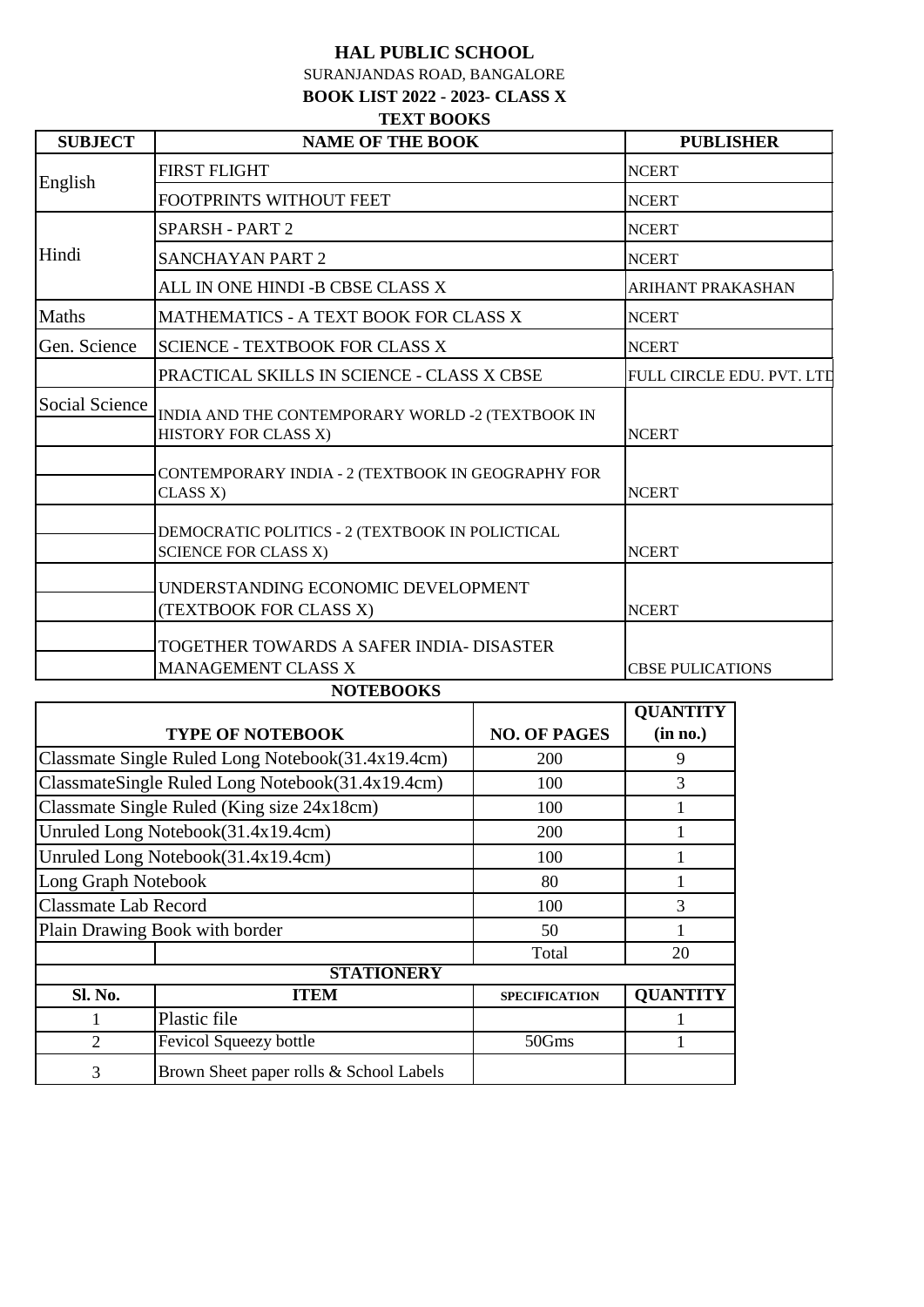**HAL PUBLIC SCHOOL**

SURANJANDAS ROAD, BANGALORE

**BOOK LIST 2022 - 2023- CLASS X**

**TEXT BOOKS**

| SUBJECT | NAME OF THE BOOK | PUBLISHER |
|---|---|---|
| English | FIRST FLIGHT | NCERT |
| | FOOTPRINTS WITHOUT FEET | NCERT |
| Hindi | SPARSH - PART 2 | NCERT |
| | SANCHAYAN PART 2 | NCERT |
| | ALL IN ONE HINDI -B CBSE CLASS X | ARIHANT PRAKASHAN |
| Maths | MATHEMATICS - A TEXT BOOK FOR CLASS X | NCERT |
| Gen. Science | SCIENCE - TEXTBOOK FOR CLASS X | NCERT |
| | PRACTICAL SKILLS IN SCIENCE - CLASS X CBSE | FULL CIRCLE EDU. PVT. LTD |
| Social Science | INDIA AND THE CONTEMPORARY WORLD -2 (TEXTBOOK IN HISTORY FOR CLASS X) | NCERT |
| | CONTEMPORARY INDIA - 2 (TEXTBOOK IN GEOGRAPHY FOR CLASS X) | NCERT |
| | DEMOCRATIC POLITICS - 2 (TEXTBOOK IN POLICTICAL SCIENCE FOR CLASS X) | NCERT |
| | UNDERSTANDING ECONOMIC DEVELOPMENT (TEXTBOOK FOR CLASS X) | NCERT |
| | TOGETHER TOWARDS A SAFER INDIA- DISASTER MANAGEMENT CLASS X | CBSE PULICATIONS |

**NOTEBOOKS**

| TYPE OF NOTEBOOK | NO. OF PAGES | QUANTITY (in no.) |
|---|---|---|
| Classmate Single Ruled Long Notebook(31.4x19.4cm) | 200 | 9 |
| ClassmateSingle Ruled Long Notebook(31.4x19.4cm) | 100 | 3 |
| Classmate Single Ruled (King size 24x18cm) | 100 | 1 |
| Unruled Long Notebook(31.4x19.4cm) | 200 | 1 |
| Unruled Long Notebook(31.4x19.4cm) | 100 | 1 |
| Long Graph Notebook | 80 | 1 |
| Classmate Lab Record | 100 | 3 |
| Plain Drawing Book with border | 50 | 1 |
| | Total | 20 |

**STATIONERY**

| Sl. No. | ITEM | SPECIFICATION | QUANTITY |
|---|---|---|---|
| 1 | Plastic file | | 1 |
| 2 | Fevicol Squeezy bottle | 50Gms | 1 |
| 3 | Brown Sheet paper rolls & School Labels | | |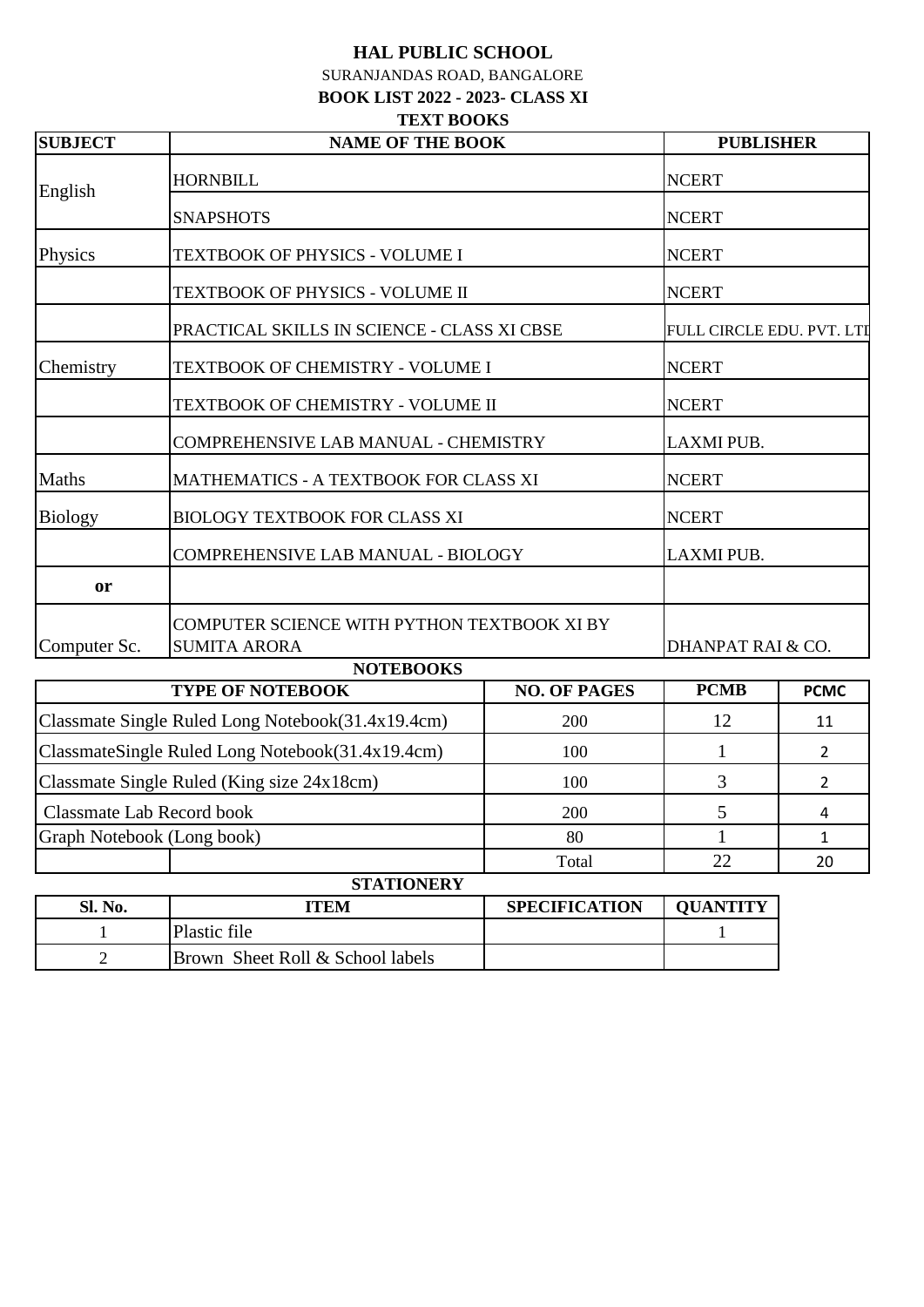# HAL PUBLIC SCHOOL

SURANJANDAS ROAD, BANGALORE

**BOOK LIST 2022 - 2023- CLASS XI**

## TEXT BOOKS

| SUBJECT | NAME OF THE BOOK | PUBLISHER |
|---|---|---|
| English | HORNBILL | NCERT |
| | SNAPSHOTS | NCERT |
| Physics | TEXTBOOK OF PHYSICS - VOLUME I | NCERT |
| | TEXTBOOK OF PHYSICS - VOLUME II | NCERT |
| | PRACTICAL SKILLS IN SCIENCE - CLASS XI CBSE | FULL CIRCLE EDU. PVT. LTD |
| Chemistry | TEXTBOOK OF CHEMISTRY - VOLUME I | NCERT |
| | TEXTBOOK OF CHEMISTRY - VOLUME II | NCERT |
| | COMPREHENSIVE LAB MANUAL - CHEMISTRY | LAXMI PUB. |
| Maths | MATHEMATICS - A TEXTBOOK FOR CLASS XI | NCERT |
| Biology | BIOLOGY TEXTBOOK FOR CLASS XI | NCERT |
| | COMPREHENSIVE LAB MANUAL - BIOLOGY | LAXMI PUB. |
| **or** | | |
| Computer Sc. | COMPUTER SCIENCE WITH PYTHON TEXTBOOK XI BY SUMITA ARORA | DHANPAT RAI & CO. |

## NOTEBOOKS

| TYPE OF NOTEBOOK | NO. OF PAGES | PCMB | PCMC |
|---|---|---|---|
| Classmate Single Ruled Long Notebook(31.4x19.4cm) | 200 | 12 | 11 |
| ClassmateSingle Ruled Long Notebook(31.4x19.4cm) | 100 | 1 | 2 |
| Classmate Single Ruled (King size 24x18cm) | 100 | 3 | 2 |
| Classmate Lab Record book | 200 | 5 | 4 |
| Graph Notebook (Long book) | 80 | 1 | 1 |
| | Total | 22 | 20 |

## STATIONERY

| Sl. No. | ITEM | SPECIFICATION | QUANTITY |
|---|---|---|---|
| 1 | Plastic file | | 1 |
| 2 | Brown Sheet Roll & School labels | | |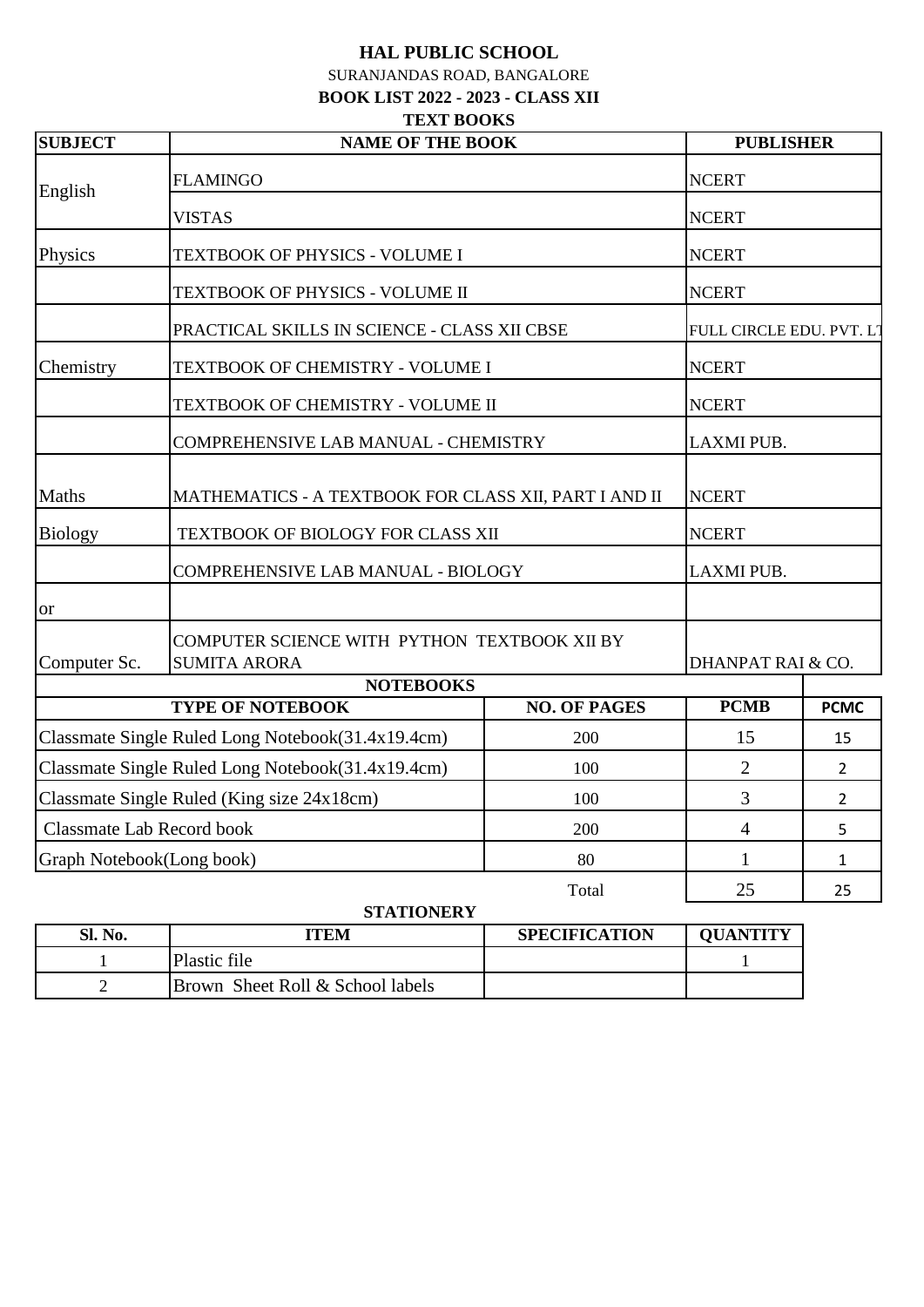**HAL PUBLIC SCHOOL**

SURANJANDAS ROAD, BANGALORE

**BOOK LIST 2022 - 2023 - CLASS XII**

**TEXT BOOKS**

| SUBJECT | NAME OF THE BOOK | PUBLISHER |
|---|---|---|
| English | FLAMINGO | NCERT |
| | VISTAS | NCERT |
| Physics | TEXTBOOK OF PHYSICS - VOLUME I | NCERT |
| | TEXTBOOK OF PHYSICS - VOLUME II | NCERT |
| | PRACTICAL SKILLS IN SCIENCE - CLASS XII CBSE | FULL CIRCLE EDU. PVT. LT |
| Chemistry | TEXTBOOK OF CHEMISTRY - VOLUME I | NCERT |
| | TEXTBOOK OF CHEMISTRY - VOLUME II | NCERT |
| | COMPREHENSIVE LAB MANUAL - CHEMISTRY | LAXMI PUB. |
| Maths | MATHEMATICS - A TEXTBOOK FOR CLASS XII, PART I AND II | NCERT |
| Biology | TEXTBOOK OF BIOLOGY FOR CLASS XII | NCERT |
| | COMPREHENSIVE LAB MANUAL - BIOLOGY | LAXMI PUB. |
| or | | |
| Computer Sc. | COMPUTER SCIENCE WITH PYTHON TEXTBOOK XII BY SUMITA ARORA | DHANPAT RAI & CO. |

**NOTEBOOKS**

| TYPE OF NOTEBOOK | NO. OF PAGES | PCMB | PCMC |
|---|---|---|---|
| Classmate Single Ruled Long Notebook(31.4x19.4cm) | 200 | 15 | 15 |
| Classmate Single Ruled Long Notebook(31.4x19.4cm) | 100 | 2 | 2 |
| Classmate Single Ruled (King size 24x18cm) | 100 | 3 | 2 |
| Classmate Lab Record book | 200 | 4 | 5 |
| Graph Notebook(Long book) | 80 | 1 | 1 |
| | Total | 25 | 25 |

**STATIONERY**

| Sl. No. | ITEM | SPECIFICATION | QUANTITY |
|---|---|---|---|
| 1 | Plastic file | | 1 |
| 2 | Brown Sheet Roll & School labels | | |